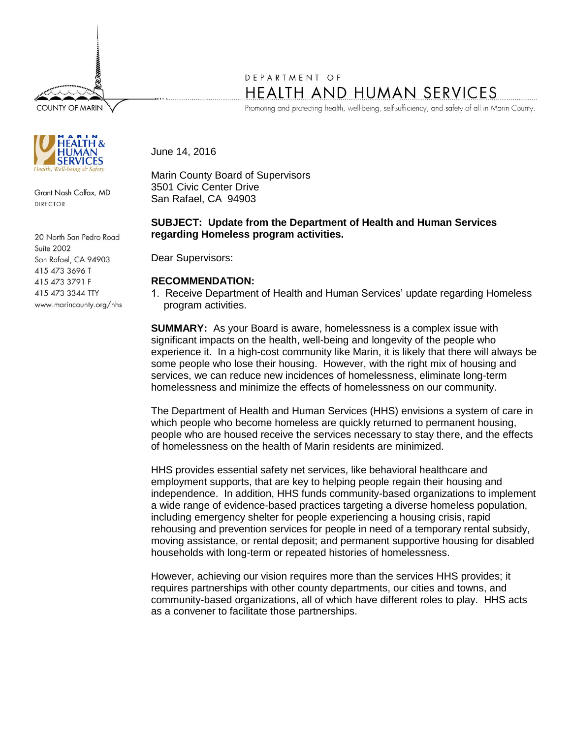COUNTY OF MARIN

DEPARTMENT OF
# HEALTH AND HUMAN SERVICES

Promoting and protecting health, well-being, self-sufficiency, and safety of all in Marin County.

MARIN HEALTH & HUMAN SERVICES
*Health, Well-being & Safety*

Grant Nash Colfax, MD
DIRECTOR

20 North San Pedro Road
Suite 2002
San Rafael, CA 94903
415 473 3696 T
415 473 3791 F
415 473 3344 TTY
www.marincounty.org/hhs

June 14, 2016

Marin County Board of Supervisors
3501 Civic Center Drive
San Rafael, CA 94903

**SUBJECT: Update from the Department of Health and Human Services regarding Homeless program activities.**

Dear Supervisors:

**RECOMMENDATION:**

1. Receive Department of Health and Human Services' update regarding Homeless program activities.

**SUMMARY:** As your Board is aware, homelessness is a complex issue with significant impacts on the health, well-being and longevity of the people who experience it. In a high-cost community like Marin, it is likely that there will always be some people who lose their housing. However, with the right mix of housing and services, we can reduce new incidences of homelessness, eliminate long-term homelessness and minimize the effects of homelessness on our community.

The Department of Health and Human Services (HHS) envisions a system of care in which people who become homeless are quickly returned to permanent housing, people who are housed receive the services necessary to stay there, and the effects of homelessness on the health of Marin residents are minimized.

HHS provides essential safety net services, like behavioral healthcare and employment supports, that are key to helping people regain their housing and independence. In addition, HHS funds community-based organizations to implement a wide range of evidence-based practices targeting a diverse homeless population, including emergency shelter for people experiencing a housing crisis, rapid rehousing and prevention services for people in need of a temporary rental subsidy, moving assistance, or rental deposit; and permanent supportive housing for disabled households with long-term or repeated histories of homelessness.

However, achieving our vision requires more than the services HHS provides; it requires partnerships with other county departments, our cities and towns, and community-based organizations, all of which have different roles to play. HHS acts as a convener to facilitate those partnerships.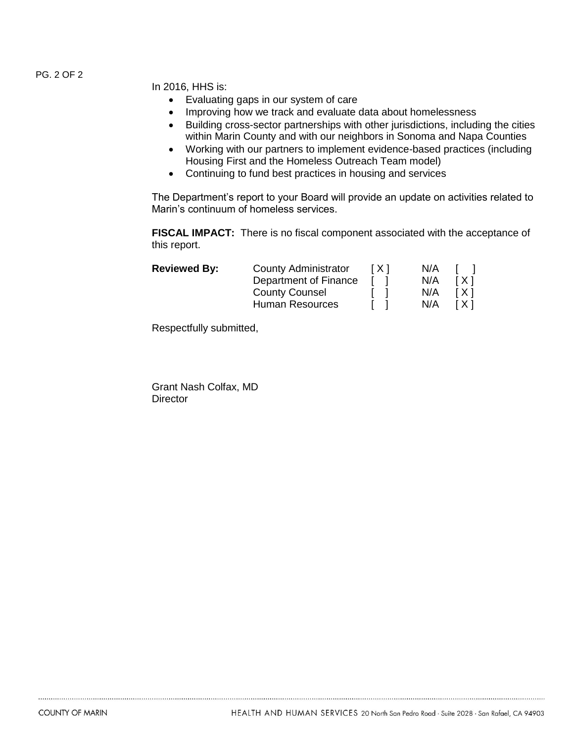In 2016, HHS is:

- Evaluating gaps in our system of care
- Improving how we track and evaluate data about homelessness
- Building cross-sector partnerships with other jurisdictions, including the cities within Marin County and with our neighbors in Sonoma and Napa Counties
- Working with our partners to implement evidence-based practices (including Housing First and the Homeless Outreach Team model)
- Continuing to fund best practices in housing and services

The Department's report to your Board will provide an update on activities related to Marin's continuum of homeless services.

**FISCAL IMPACT:** There is no fiscal component associated with the acceptance of this report.

| | | | | |
|---|---|---|---|---|
| **Reviewed By:** | County Administrator | [ X ] | N/A | [ ] |
| | Department of Finance | [ ] | N/A | [ X ] |
| | County Counsel | [ ] | N/A | [ X ] |
| | Human Resources | [ ] | N/A | [ X ] |

Respectfully submitted,

Grant Nash Colfax, MD
Director

COUNTY OF MARIN

HEALTH AND HUMAN SERVICES 20 North San Pedro Road · Suite 2028 · San Rafael, CA 94903